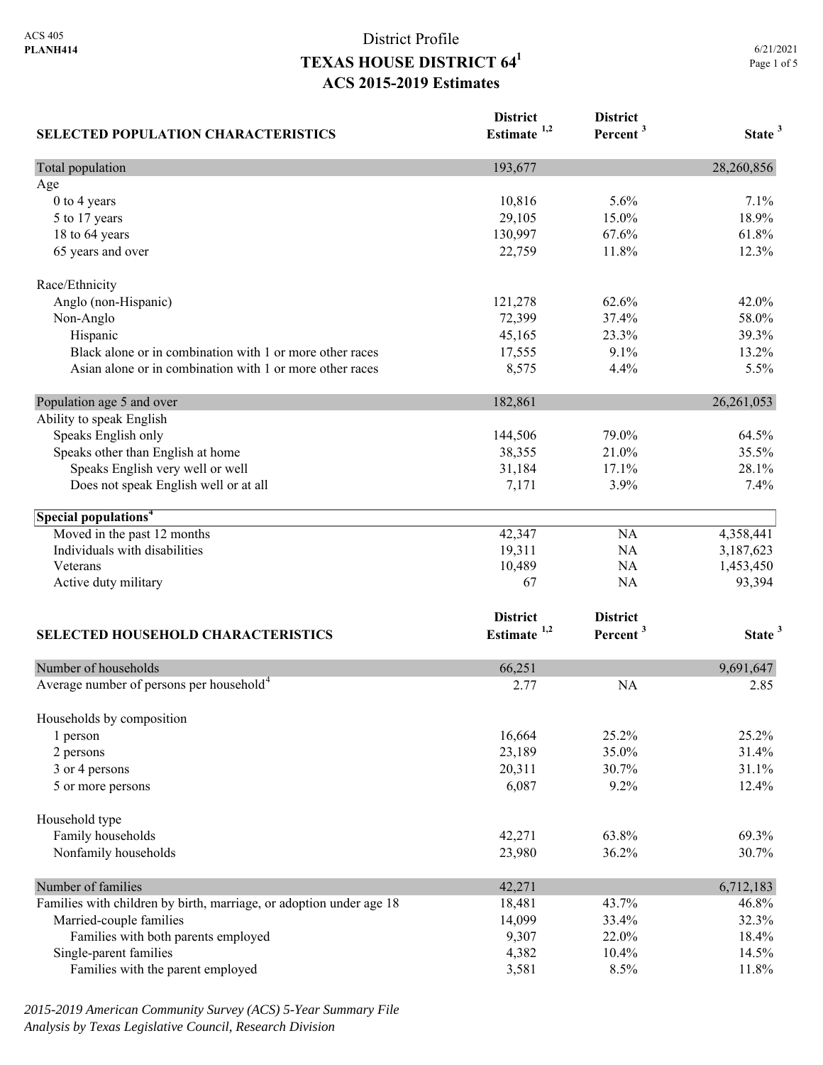ACS 405
**PLANH414**

# District Profile
## TEXAS HOUSE DISTRICT 64[1]
## ACS 2015-2019 Estimates

6/21/2021

| SELECTED POPULATION CHARACTERISTICS | District Estimate [1,2] | District Percent [3] | State [3] |
|---|---|---|---|
| Total population | 193,677 | | 28,260,856 |
| Age | | | |
| 0 to 4 years | 10,816 | 5.6% | 7.1% |
| 5 to 17 years | 29,105 | 15.0% | 18.9% |
| 18 to 64 years | 130,997 | 67.6% | 61.8% |
| 65 years and over | 22,759 | 11.8% | 12.3% |
| Race/Ethnicity | | | |
| Anglo (non-Hispanic) | 121,278 | 62.6% | 42.0% |
| Non-Anglo | 72,399 | 37.4% | 58.0% |
| Hispanic | 45,165 | 23.3% | 39.3% |
| Black alone or in combination with 1 or more other races | 17,555 | 9.1% | 13.2% |
| Asian alone or in combination with 1 or more other races | 8,575 | 4.4% | 5.5% |
| Population age 5 and over | 182,861 | | 26,261,053 |
| Ability to speak English | | | |
| Speaks English only | 144,506 | 79.0% | 64.5% |
| Speaks other than English at home | 38,355 | 21.0% | 35.5% |
| Speaks English very well or well | 31,184 | 17.1% | 28.1% |
| Does not speak English well or at all | 7,171 | 3.9% | 7.4% |
| **Special populations[4]** | | | |
| Moved in the past 12 months | 42,347 | NA | 4,358,441 |
| Individuals with disabilities | 19,311 | NA | 3,187,623 |
| Veterans | 10,489 | NA | 1,453,450 |
| Active duty military | 67 | NA | 93,394 |

| SELECTED HOUSEHOLD CHARACTERISTICS | District Estimate [1,2] | District Percent [3] | State [3] |
|---|---|---|---|
| Number of households | 66,251 | | 9,691,647 |
| Average number of persons per household[4] | 2.77 | NA | 2.85 |
| Households by composition | | | |
| 1 person | 16,664 | 25.2% | 25.2% |
| 2 persons | 23,189 | 35.0% | 31.4% |
| 3 or 4 persons | 20,311 | 30.7% | 31.1% |
| 5 or more persons | 6,087 | 9.2% | 12.4% |
| Household type | | | |
| Family households | 42,271 | 63.8% | 69.3% |
| Nonfamily households | 23,980 | 36.2% | 30.7% |
| Number of families | 42,271 | | 6,712,183 |
| Families with children by birth, marriage, or adoption under age 18 | 18,481 | 43.7% | 46.8% |
| Married-couple families | 14,099 | 33.4% | 32.3% |
| Families with both parents employed | 9,307 | 22.0% | 18.4% |
| Single-parent families | 4,382 | 10.4% | 14.5% |
| Families with the parent employed | 3,581 | 8.5% | 11.8% |

*2015-2019 American Community Survey (ACS) 5-Year Summary File*
*Analysis by Texas Legislative Council, Research Division*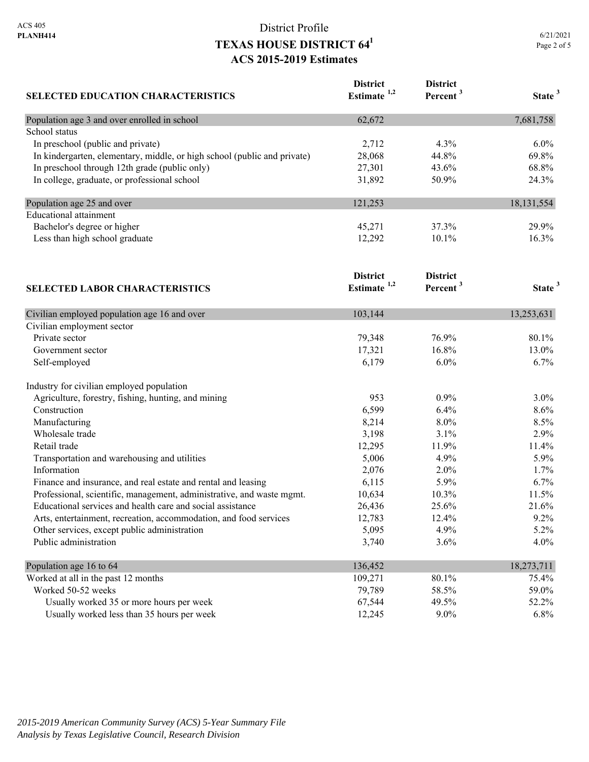District Profile

# TEXAS HOUSE DISTRICT 64[1]

## ACS 2015-2019 Estimates

| SELECTED EDUCATION CHARACTERISTICS | District Estimate [1,2] | District Percent [3] | State [3] |
|---|---|---|---|
| Population age 3 and over enrolled in school | 62,672 | | 7,681,758 |
| School status | | | |
| In preschool (public and private) | 2,712 | 4.3% | 6.0% |
| In kindergarten, elementary, middle, or high school (public and private) | 28,068 | 44.8% | 69.8% |
| In preschool through 12th grade (public only) | 27,301 | 43.6% | 68.8% |
| In college, graduate, or professional school | 31,892 | 50.9% | 24.3% |
| Population age 25 and over | 121,253 | | 18,131,554 |
| Educational attainment | | | |
| Bachelor's degree or higher | 45,271 | 37.3% | 29.9% |
| Less than high school graduate | 12,292 | 10.1% | 16.3% |

| SELECTED LABOR CHARACTERISTICS | District Estimate [1,2] | District Percent [3] | State [3] |
|---|---|---|---|
| Civilian employed population age 16 and over | 103,144 | | 13,253,631 |
| Civilian employment sector | | | |
| Private sector | 79,348 | 76.9% | 80.1% |
| Government sector | 17,321 | 16.8% | 13.0% |
| Self-employed | 6,179 | 6.0% | 6.7% |
| Industry for civilian employed population | | | |
| Agriculture, forestry, fishing, hunting, and mining | 953 | 0.9% | 3.0% |
| Construction | 6,599 | 6.4% | 8.6% |
| Manufacturing | 8,214 | 8.0% | 8.5% |
| Wholesale trade | 3,198 | 3.1% | 2.9% |
| Retail trade | 12,295 | 11.9% | 11.4% |
| Transportation and warehousing and utilities | 5,006 | 4.9% | 5.9% |
| Information | 2,076 | 2.0% | 1.7% |
| Finance and insurance, and real estate and rental and leasing | 6,115 | 5.9% | 6.7% |
| Professional, scientific, management, administrative, and waste mgmt. | 10,634 | 10.3% | 11.5% |
| Educational services and health care and social assistance | 26,436 | 25.6% | 21.6% |
| Arts, entertainment, recreation, accommodation, and food services | 12,783 | 12.4% | 9.2% |
| Other services, except public administration | 5,095 | 4.9% | 5.2% |
| Public administration | 3,740 | 3.6% | 4.0% |
| Population age 16 to 64 | 136,452 | | 18,273,711 |
| Worked at all in the past 12 months | 109,271 | 80.1% | 75.4% |
| Worked 50-52 weeks | 79,789 | 58.5% | 59.0% |
| Usually worked 35 or more hours per week | 67,544 | 49.5% | 52.2% |
| Usually worked less than 35 hours per week | 12,245 | 9.0% | 6.8% |

*2015-2019 American Community Survey (ACS) 5-Year Summary File*
*Analysis by Texas Legislative Council, Research Division*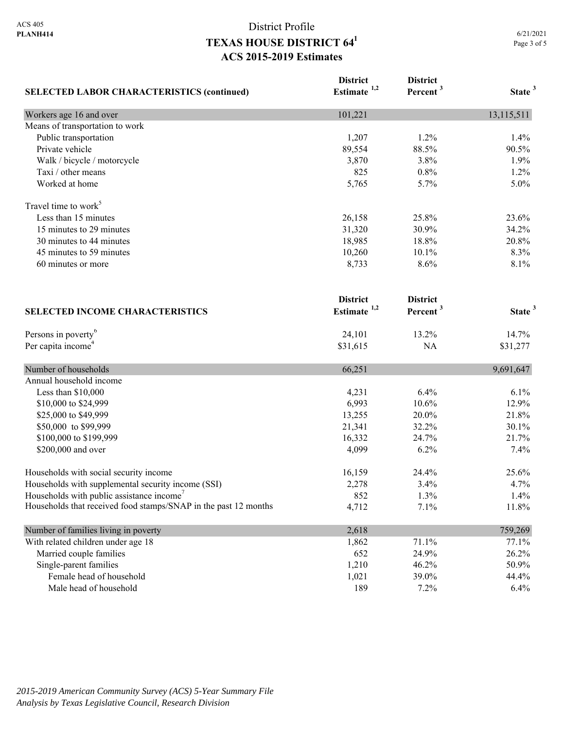# District Profile

## TEXAS HOUSE DISTRICT 64[1]

## ACS 2015-2019 Estimates

| SELECTED LABOR CHARACTERISTICS (continued) | District Estimate [1,2] | District Percent [3] | State [3] |
|---|---|---|---|
| Workers age 16 and over | 101,221 | | 13,115,511 |
| Means of transportation to work | | | |
| Public transportation | 1,207 | 1.2% | 1.4% |
| Private vehicle | 89,554 | 88.5% | 90.5% |
| Walk / bicycle / motorcycle | 3,870 | 3.8% | 1.9% |
| Taxi / other means | 825 | 0.8% | 1.2% |
| Worked at home | 5,765 | 5.7% | 5.0% |
| Travel time to work[5] | | | |
| Less than 15 minutes | 26,158 | 25.8% | 23.6% |
| 15 minutes to 29 minutes | 31,320 | 30.9% | 34.2% |
| 30 minutes to 44 minutes | 18,985 | 18.8% | 20.8% |
| 45 minutes to 59 minutes | 10,260 | 10.1% | 8.3% |
| 60 minutes or more | 8,733 | 8.6% | 8.1% |

| SELECTED INCOME CHARACTERISTICS | District Estimate [1,2] | District Percent [3] | State [3] |
|---|---|---|---|
| Persons in poverty[6] | 24,101 | 13.2% | 14.7% |
| Per capita income[4] | $31,615 | NA | $31,277 |
| Number of households | 66,251 | | 9,691,647 |
| Annual household income | | | |
| Less than $10,000 | 4,231 | 6.4% | 6.1% |
| $10,000 to $24,999 | 6,993 | 10.6% | 12.9% |
| $25,000 to $49,999 | 13,255 | 20.0% | 21.8% |
| $50,000 to $99,999 | 21,341 | 32.2% | 30.1% |
| $100,000 to $199,999 | 16,332 | 24.7% | 21.7% |
| $200,000 and over | 4,099 | 6.2% | 7.4% |
| Households with social security income | 16,159 | 24.4% | 25.6% |
| Households with supplemental security income (SSI) | 2,278 | 3.4% | 4.7% |
| Households with public assistance income[7] | 852 | 1.3% | 1.4% |
| Households that received food stamps/SNAP in the past 12 months | 4,712 | 7.1% | 11.8% |
| Number of families living in poverty | 2,618 | | 759,269 |
| With related children under age 18 | 1,862 | 71.1% | 77.1% |
| Married couple families | 652 | 24.9% | 26.2% |
| Single-parent families | 1,210 | 46.2% | 50.9% |
| Female head of household | 1,021 | 39.0% | 44.4% |
| Male head of household | 189 | 7.2% | 6.4% |

*2015-2019 American Community Survey (ACS) 5-Year Summary File*
*Analysis by Texas Legislative Council, Research Division*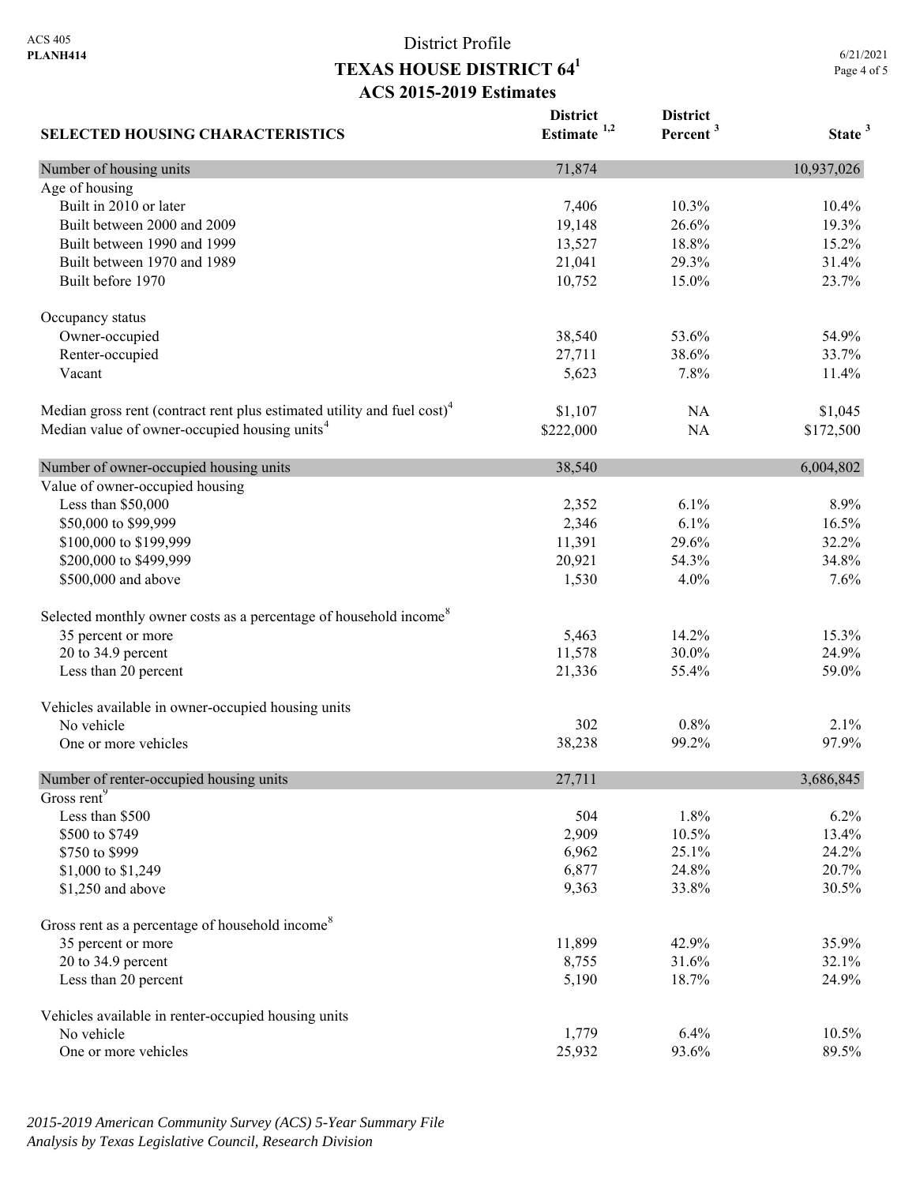ACS 405
**PLANH414**

# District Profile
## TEXAS HOUSE DISTRICT 64[1]
### ACS 2015-2019 Estimates

| SELECTED HOUSING CHARACTERISTICS | District Estimate [1,2] | District Percent [3] | State [3] |
|---|---|---|---|
| **Number of housing units** | 71,874 | | 10,937,026 |
| Age of housing | | | |
| Built in 2010 or later | 7,406 | 10.3% | 10.4% |
| Built between 2000 and 2009 | 19,148 | 26.6% | 19.3% |
| Built between 1990 and 1999 | 13,527 | 18.8% | 15.2% |
| Built between 1970 and 1989 | 21,041 | 29.3% | 31.4% |
| Built before 1970 | 10,752 | 15.0% | 23.7% |
| Occupancy status | | | |
| Owner-occupied | 38,540 | 53.6% | 54.9% |
| Renter-occupied | 27,711 | 38.6% | 33.7% |
| Vacant | 5,623 | 7.8% | 11.4% |
| Median gross rent (contract rent plus estimated utility and fuel cost)[4] | $1,107 | NA | $1,045 |
| Median value of owner-occupied housing units[4] | $222,000 | NA | $172,500 |
| **Number of owner-occupied housing units** | 38,540 | | 6,004,802 |
| Value of owner-occupied housing | | | |
| Less than $50,000 | 2,352 | 6.1% | 8.9% |
| $50,000 to $99,999 | 2,346 | 6.1% | 16.5% |
| $100,000 to $199,999 | 11,391 | 29.6% | 32.2% |
| $200,000 to $499,999 | 20,921 | 54.3% | 34.8% |
| $500,000 and above | 1,530 | 4.0% | 7.6% |
| Selected monthly owner costs as a percentage of household income[8] | | | |
| 35 percent or more | 5,463 | 14.2% | 15.3% |
| 20 to 34.9 percent | 11,578 | 30.0% | 24.9% |
| Less than 20 percent | 21,336 | 55.4% | 59.0% |
| Vehicles available in owner-occupied housing units | | | |
| No vehicle | 302 | 0.8% | 2.1% |
| One or more vehicles | 38,238 | 99.2% | 97.9% |
| **Number of renter-occupied housing units** | 27,711 | | 3,686,845 |
| Gross rent[9] | | | |
| Less than $500 | 504 | 1.8% | 6.2% |
| $500 to $749 | 2,909 | 10.5% | 13.4% |
| $750 to $999 | 6,962 | 25.1% | 24.2% |
| $1,000 to $1,249 | 6,877 | 24.8% | 20.7% |
| $1,250 and above | 9,363 | 33.8% | 30.5% |
| Gross rent as a percentage of household income[8] | | | |
| 35 percent or more | 11,899 | 42.9% | 35.9% |
| 20 to 34.9 percent | 8,755 | 31.6% | 32.1% |
| Less than 20 percent | 5,190 | 18.7% | 24.9% |
| Vehicles available in renter-occupied housing units | | | |
| No vehicle | 1,779 | 6.4% | 10.5% |
| One or more vehicles | 25,932 | 93.6% | 89.5% |

*2015-2019 American Community Survey (ACS) 5-Year Summary File*
*Analysis by Texas Legislative Council, Research Division*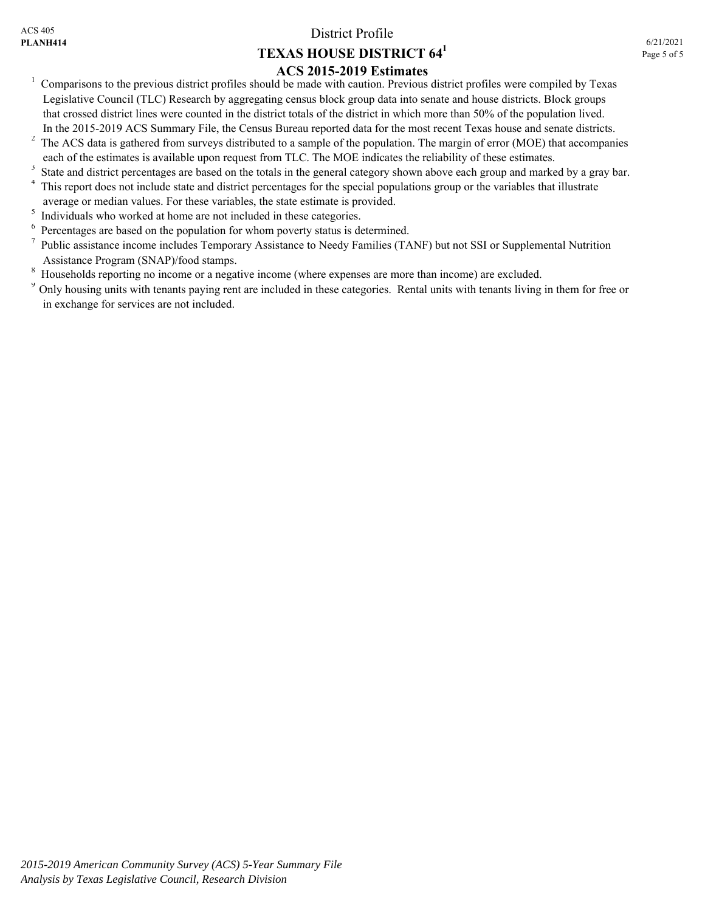# District Profile

## TEXAS HOUSE DISTRICT 64[1]

### ACS 2015-2019 Estimates

[1] Comparisons to the previous district profiles should be made with caution. Previous district profiles were compiled by Texas Legislative Council (TLC) Research by aggregating census block group data into senate and house districts. Block groups that crossed district lines were counted in the district totals of the district in which more than 50% of the population lived. In the 2015-2019 ACS Summary File, the Census Bureau reported data for the most recent Texas house and senate districts.

[2] The ACS data is gathered from surveys distributed to a sample of the population. The margin of error (MOE) that accompanies each of the estimates is available upon request from TLC. The MOE indicates the reliability of these estimates.

[3] State and district percentages are based on the totals in the general category shown above each group and marked by a gray bar.

[4] This report does not include state and district percentages for the special populations group or the variables that illustrate average or median values. For these variables, the state estimate is provided.

[5] Individuals who worked at home are not included in these categories.

[6] Percentages are based on the population for whom poverty status is determined.

[7] Public assistance income includes Temporary Assistance to Needy Families (TANF) but not SSI or Supplemental Nutrition Assistance Program (SNAP)/food stamps.

[8] Households reporting no income or a negative income (where expenses are more than income) are excluded.

[9] Only housing units with tenants paying rent are included in these categories. Rental units with tenants living in them for free or in exchange for services are not included.

*2015-2019 American Community Survey (ACS) 5-Year Summary File*
*Analysis by Texas Legislative Council, Research Division*